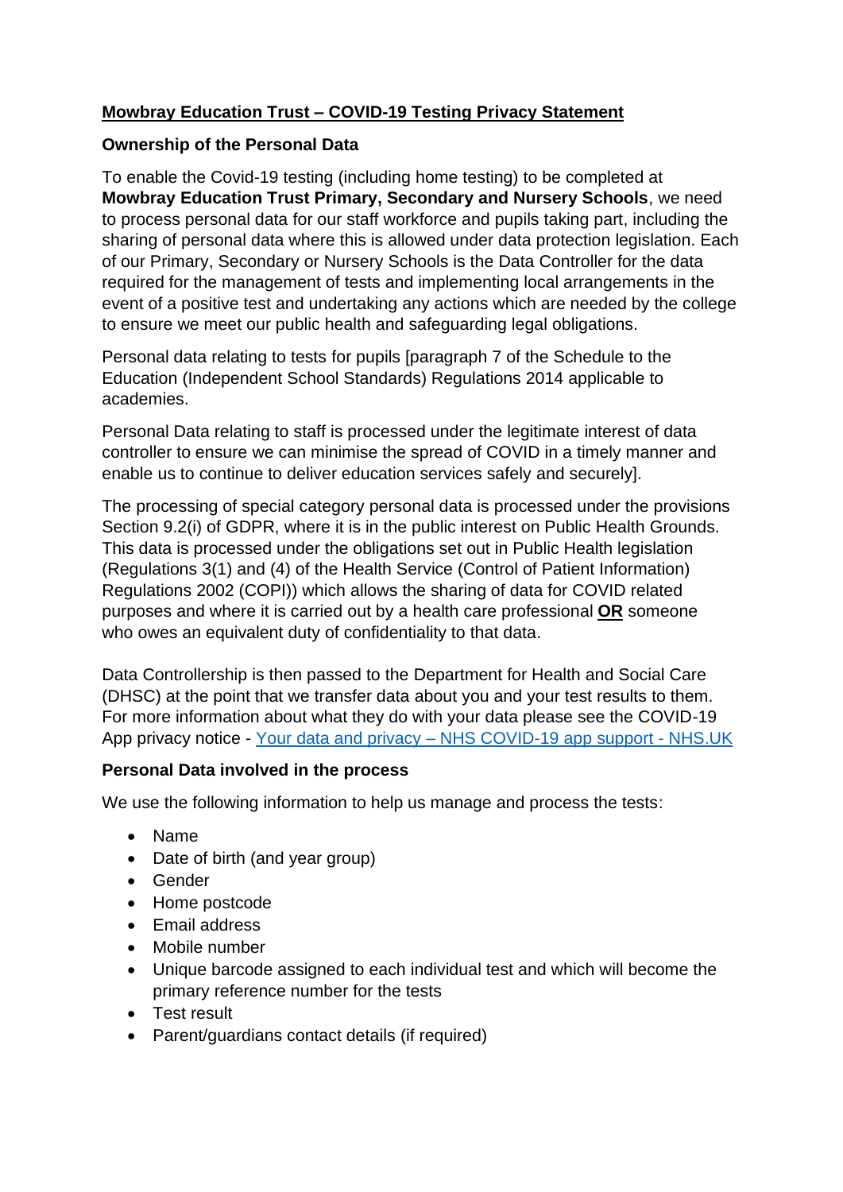**Mowbray Education Trust – COVID-19 Testing Privacy Statement**

**Ownership of the Personal Data**

To enable the Covid-19 testing (including home testing) to be completed at **Mowbray Education Trust Primary, Secondary and Nursery Schools**, we need to process personal data for our staff workforce and pupils taking part, including the sharing of personal data where this is allowed under data protection legislation. Each of our Primary, Secondary or Nursery Schools is the Data Controller for the data required for the management of tests and implementing local arrangements in the event of a positive test and undertaking any actions which are needed by the college to ensure we meet our public health and safeguarding legal obligations.

Personal data relating to tests for pupils [paragraph 7 of the Schedule to the Education (Independent School Standards) Regulations 2014 applicable to academies.

Personal Data relating to staff is processed under the legitimate interest of data controller to ensure we can minimise the spread of COVID in a timely manner and enable us to continue to deliver education services safely and securely].

The processing of special category personal data is processed under the provisions Section 9.2(i) of GDPR, where it is in the public interest on Public Health Grounds. This data is processed under the obligations set out in Public Health legislation (Regulations 3(1) and (4) of the Health Service (Control of Patient Information) Regulations 2002 (COPI)) which allows the sharing of data for COVID related purposes and where it is carried out by a health care professional **OR** someone who owes an equivalent duty of confidentiality to that data.

Data Controllership is then passed to the Department for Health and Social Care (DHSC) at the point that we transfer data about you and your test results to them. For more information about what they do with your data please see the COVID-19 App privacy notice - [Your data and privacy – NHS COVID-19 app support - NHS.UK]()

**Personal Data involved in the process**

We use the following information to help us manage and process the tests:

- Name
- Date of birth (and year group)
- Gender
- Home postcode
- Email address
- Mobile number
- Unique barcode assigned to each individual test and which will become the primary reference number for the tests
- Test result
- Parent/guardians contact details (if required)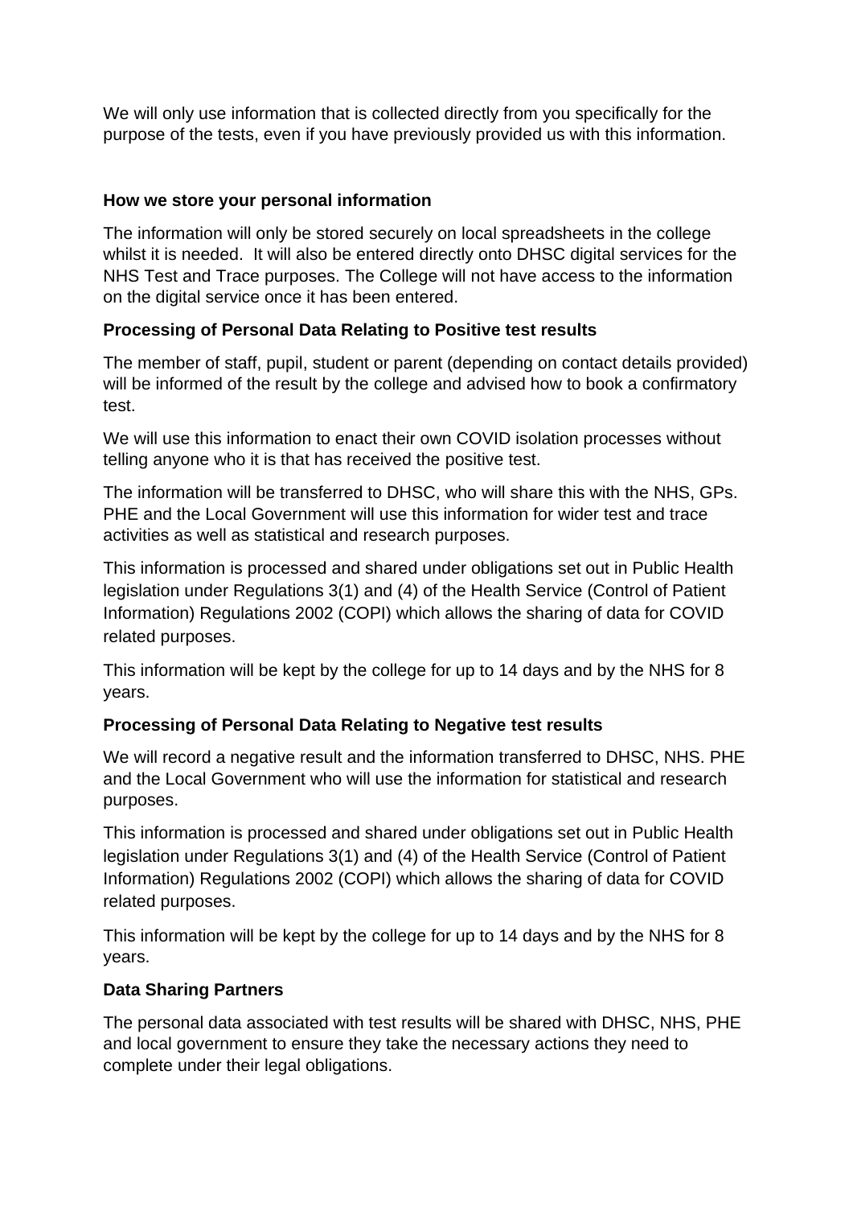We will only use information that is collected directly from you specifically for the purpose of the tests, even if you have previously provided us with this information.

**How we store your personal information**

The information will only be stored securely on local spreadsheets in the college whilst it is needed. It will also be entered directly onto DHSC digital services for the NHS Test and Trace purposes. The College will not have access to the information on the digital service once it has been entered.

**Processing of Personal Data Relating to Positive test results**

The member of staff, pupil, student or parent (depending on contact details provided) will be informed of the result by the college and advised how to book a confirmatory test.

We will use this information to enact their own COVID isolation processes without telling anyone who it is that has received the positive test.

The information will be transferred to DHSC, who will share this with the NHS, GPs. PHE and the Local Government will use this information for wider test and trace activities as well as statistical and research purposes.

This information is processed and shared under obligations set out in Public Health legislation under Regulations 3(1) and (4) of the Health Service (Control of Patient Information) Regulations 2002 (COPI) which allows the sharing of data for COVID related purposes.

This information will be kept by the college for up to 14 days and by the NHS for 8 years.

**Processing of Personal Data Relating to Negative test results**

We will record a negative result and the information transferred to DHSC, NHS. PHE and the Local Government who will use the information for statistical and research purposes.

This information is processed and shared under obligations set out in Public Health legislation under Regulations 3(1) and (4) of the Health Service (Control of Patient Information) Regulations 2002 (COPI) which allows the sharing of data for COVID related purposes.

This information will be kept by the college for up to 14 days and by the NHS for 8 years.

**Data Sharing Partners**

The personal data associated with test results will be shared with DHSC, NHS, PHE and local government to ensure they take the necessary actions they need to complete under their legal obligations.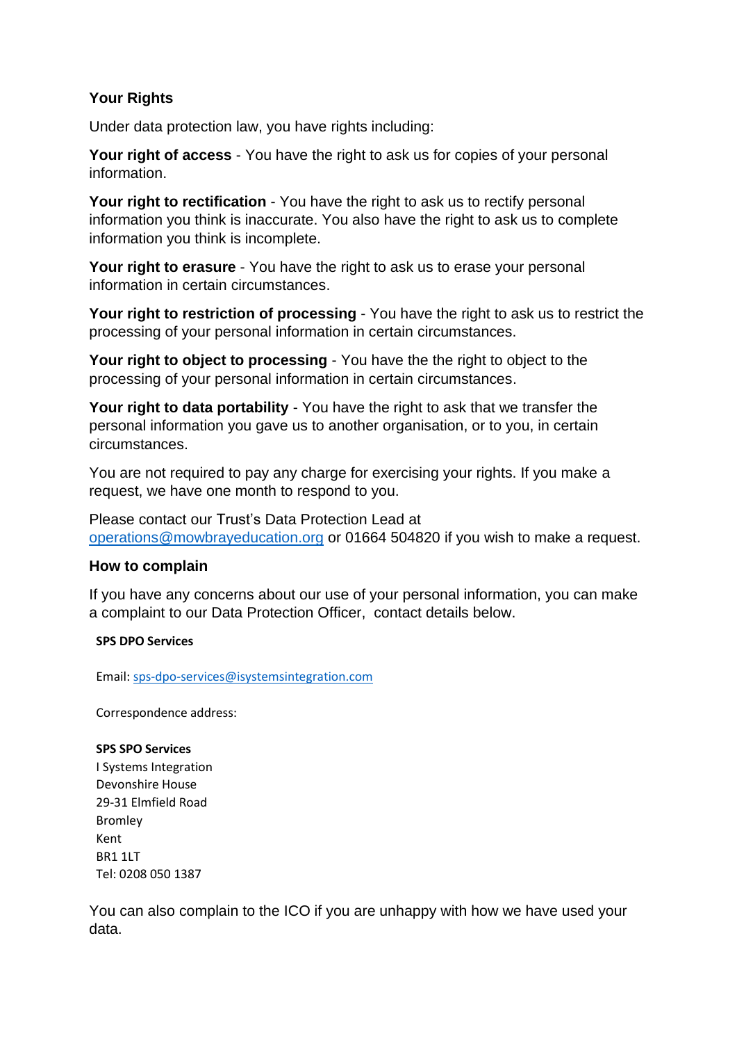## Your Rights

Under data protection law, you have rights including:

**Your right of access** - You have the right to ask us for copies of your personal information.

**Your right to rectification** - You have the right to ask us to rectify personal information you think is inaccurate. You also have the right to ask us to complete information you think is incomplete.

**Your right to erasure** - You have the right to ask us to erase your personal information in certain circumstances.

**Your right to restriction of processing** - You have the right to ask us to restrict the processing of your personal information in certain circumstances.

**Your right to object to processing** - You have the the right to object to the processing of your personal information in certain circumstances.

**Your right to data portability** - You have the right to ask that we transfer the personal information you gave us to another organisation, or to you, in certain circumstances.

You are not required to pay any charge for exercising your rights. If you make a request, we have one month to respond to you.

Please contact our Trust's Data Protection Lead at operations@mowbrayeducation.org or 01664 504820 if you wish to make a request.

## How to complain

If you have any concerns about our use of your personal information, you can make a complaint to our Data Protection Officer, contact details below.

**SPS DPO Services**

Email: sps-dpo-services@isystemsintegration.com

Correspondence address:

**SPS SPO Services**
I Systems Integration
Devonshire House
29-31 Elmfield Road
Bromley
Kent
BR1 1LT
Tel: 0208 050 1387

You can also complain to the ICO if you are unhappy with how we have used your data.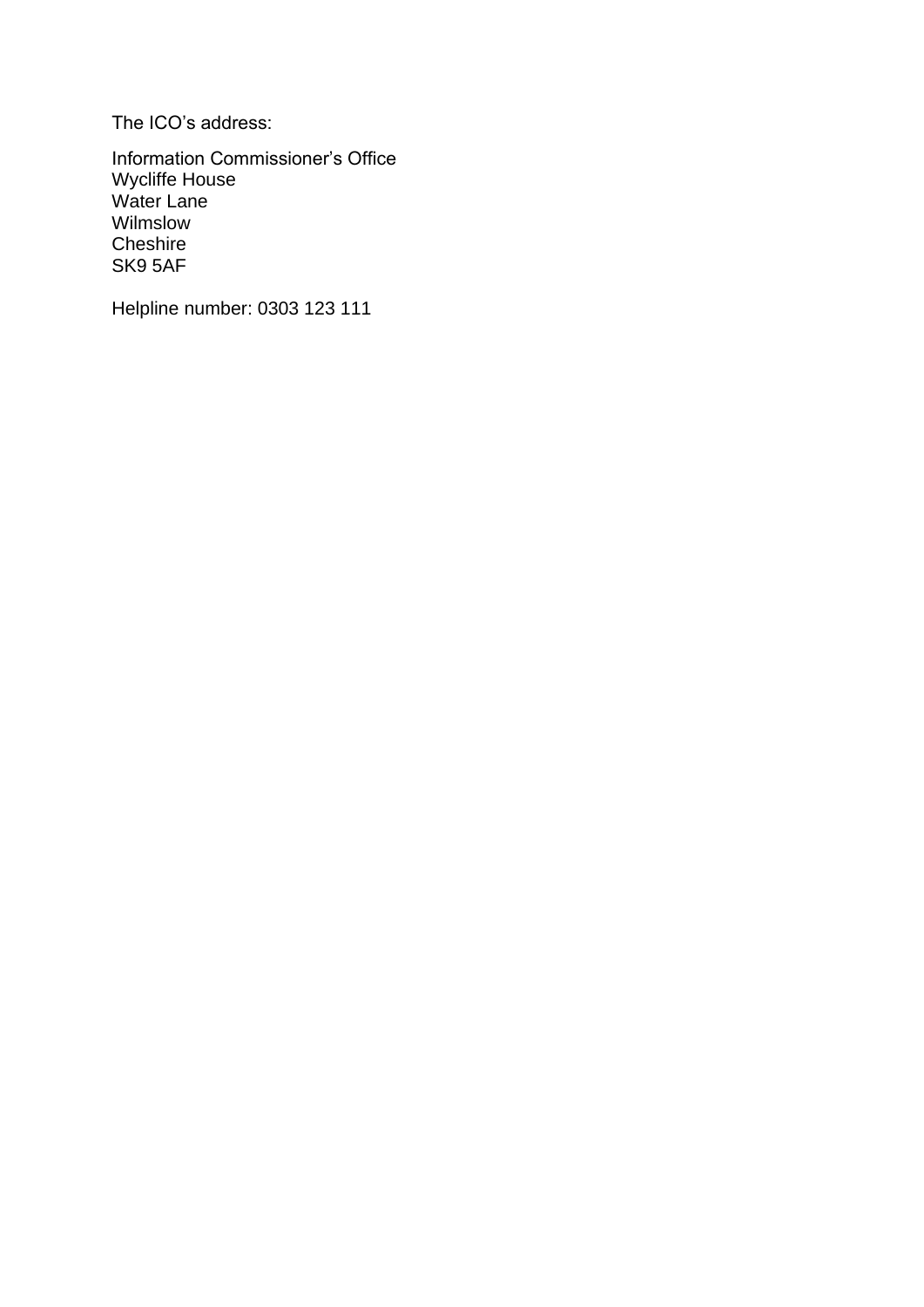The ICO’s address:

Information Commissioner’s Office
Wycliffe House
Water Lane
Wilmslow
Cheshire
SK9 5AF

Helpline number: 0303 123 111